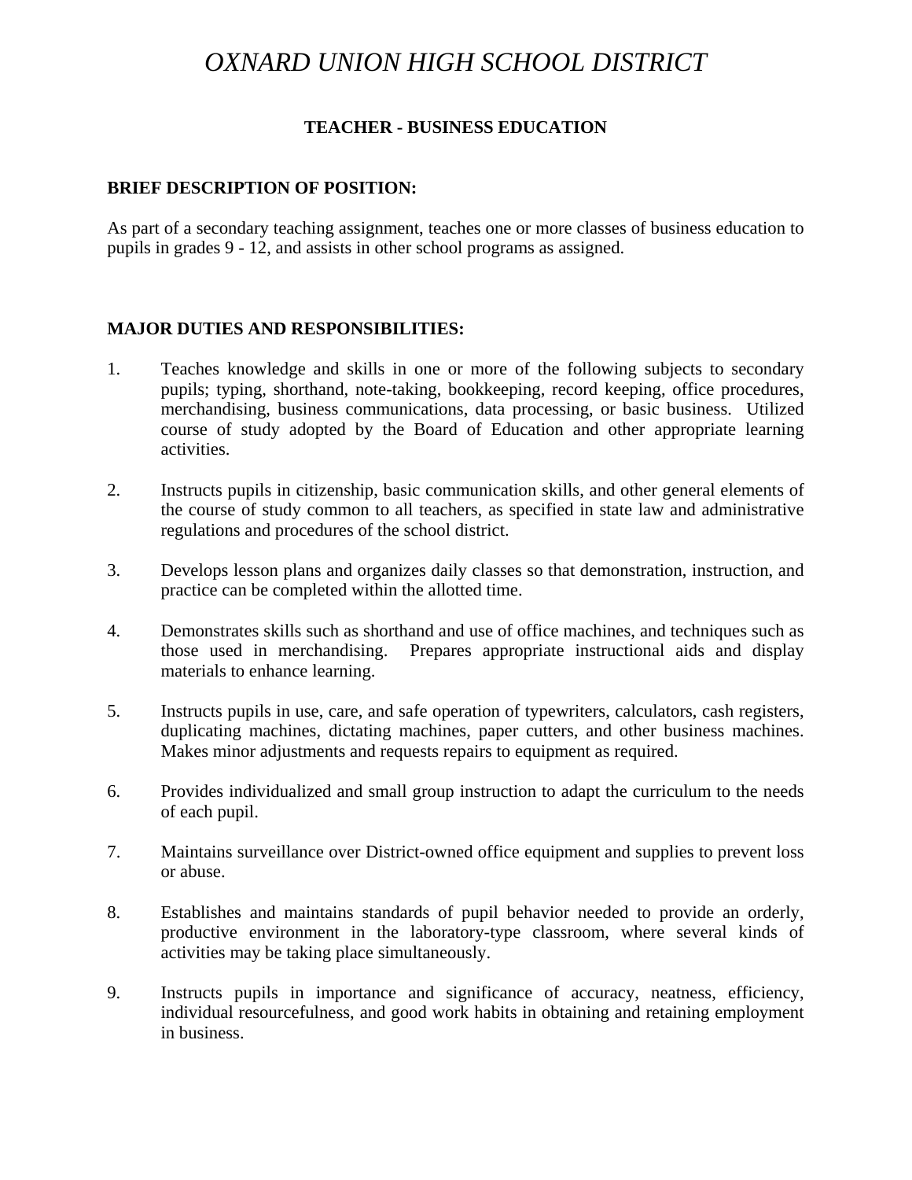# *OXNARD UNION HIGH SCHOOL DISTRICT*

## TEACHER - BUSINESS EDUCATION

### BRIEF DESCRIPTION OF POSITION:

As part of a secondary teaching assignment, teaches one or more classes of business education to pupils in grades 9 - 12, and assists in other school programs as assigned.

### MAJOR DUTIES AND RESPONSIBILITIES:

1. Teaches knowledge and skills in one or more of the following subjects to secondary pupils; typing, shorthand, note-taking, bookkeeping, record keeping, office procedures, merchandising, business communications, data processing, or basic business. Utilized course of study adopted by the Board of Education and other appropriate learning activities.

2. Instructs pupils in citizenship, basic communication skills, and other general elements of the course of study common to all teachers, as specified in state law and administrative regulations and procedures of the school district.

3. Develops lesson plans and organizes daily classes so that demonstration, instruction, and practice can be completed within the allotted time.

4. Demonstrates skills such as shorthand and use of office machines, and techniques such as those used in merchandising. Prepares appropriate instructional aids and display materials to enhance learning.

5. Instructs pupils in use, care, and safe operation of typewriters, calculators, cash registers, duplicating machines, dictating machines, paper cutters, and other business machines. Makes minor adjustments and requests repairs to equipment as required.

6. Provides individualized and small group instruction to adapt the curriculum to the needs of each pupil.

7. Maintains surveillance over District-owned office equipment and supplies to prevent loss or abuse.

8. Establishes and maintains standards of pupil behavior needed to provide an orderly, productive environment in the laboratory-type classroom, where several kinds of activities may be taking place simultaneously.

9. Instructs pupils in importance and significance of accuracy, neatness, efficiency, individual resourcefulness, and good work habits in obtaining and retaining employment in business.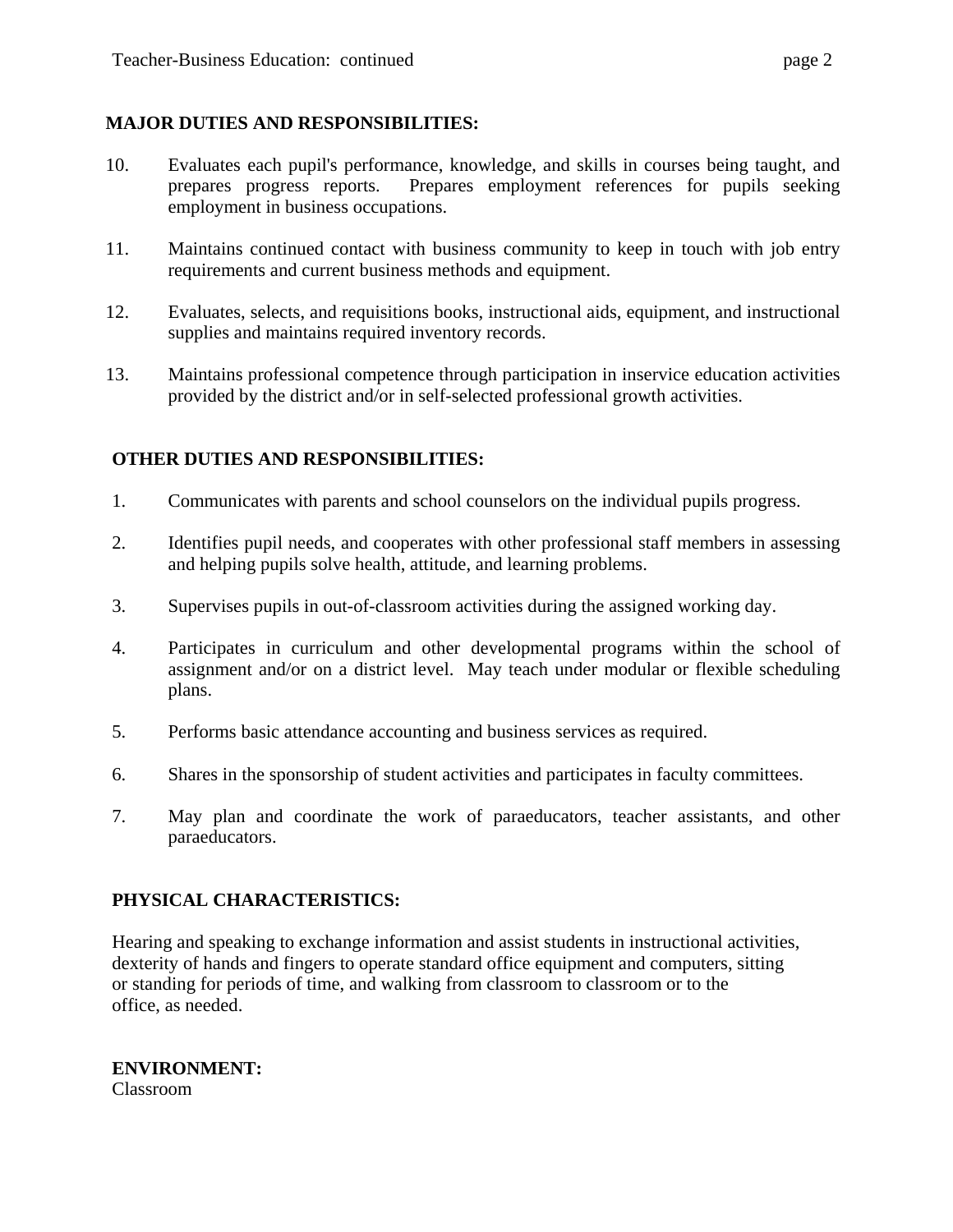## MAJOR DUTIES AND RESPONSIBILITIES:

10. Evaluates each pupil's performance, knowledge, and skills in courses being taught, and prepares progress reports. Prepares employment references for pupils seeking employment in business occupations.

11. Maintains continued contact with business community to keep in touch with job entry requirements and current business methods and equipment.

12. Evaluates, selects, and requisitions books, instructional aids, equipment, and instructional supplies and maintains required inventory records.

13. Maintains professional competence through participation in inservice education activities provided by the district and/or in self-selected professional growth activities.

## OTHER DUTIES AND RESPONSIBILITIES:

1. Communicates with parents and school counselors on the individual pupils progress.

2. Identifies pupil needs, and cooperates with other professional staff members in assessing and helping pupils solve health, attitude, and learning problems.

3. Supervises pupils in out-of-classroom activities during the assigned working day.

4. Participates in curriculum and other developmental programs within the school of assignment and/or on a district level. May teach under modular or flexible scheduling plans.

5. Performs basic attendance accounting and business services as required.

6. Shares in the sponsorship of student activities and participates in faculty committees.

7. May plan and coordinate the work of paraeducators, teacher assistants, and other paraeducators.

## PHYSICAL CHARACTERISTICS:

Hearing and speaking to exchange information and assist students in instructional activities, dexterity of hands and fingers to operate standard office equipment and computers, sitting or standing for periods of time, and walking from classroom to classroom or to the office, as needed.

## ENVIRONMENT:

Classroom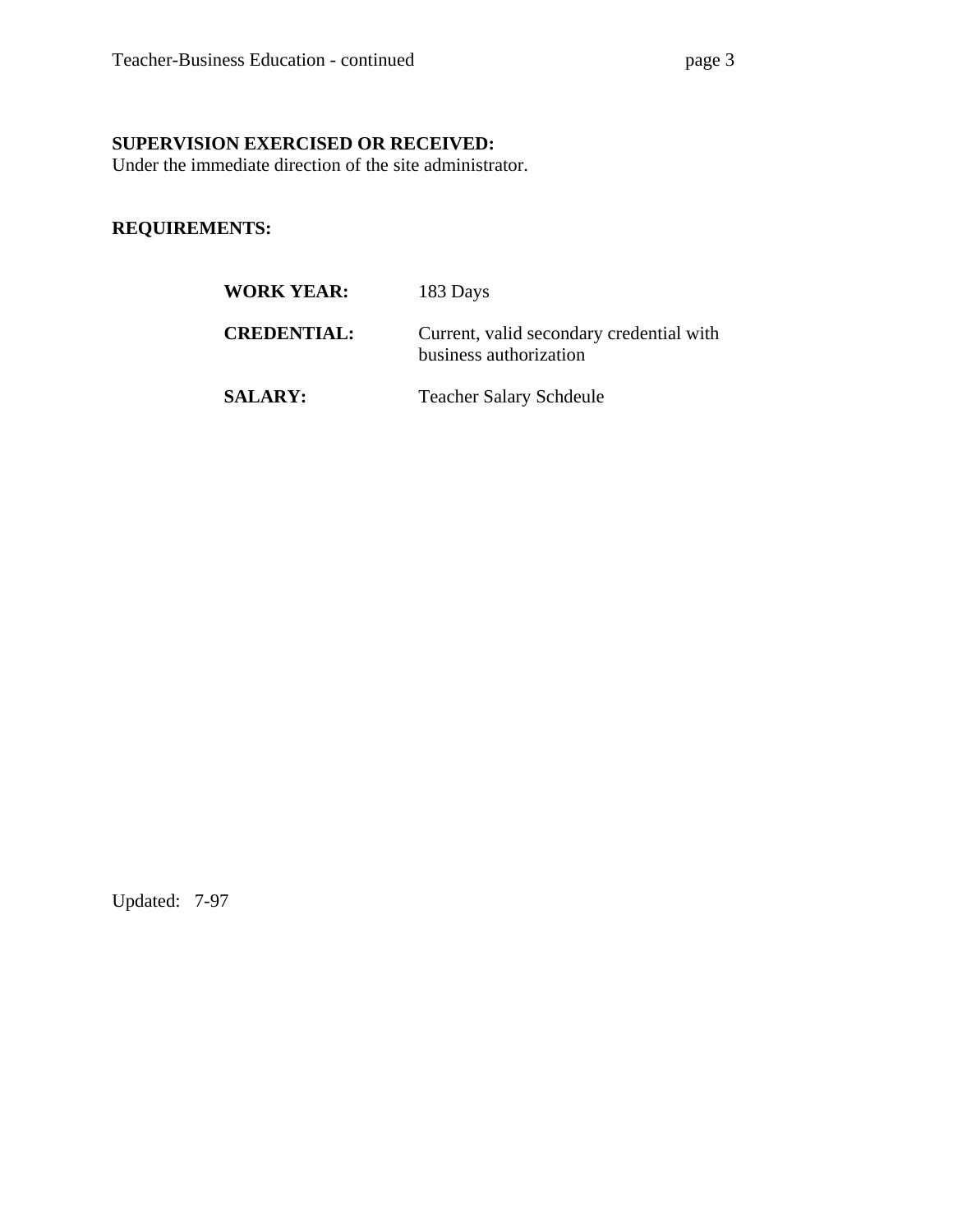**SUPERVISION EXERCISED OR RECEIVED:**
Under the immediate direction of the site administrator.

**REQUIREMENTS:**

| | |
|---|---|
| **WORK YEAR:** | 183 Days |
| **CREDENTIAL:** | Current, valid secondary credential with business authorization |
| **SALARY:** | Teacher Salary Schdeule |

Updated: 7-97